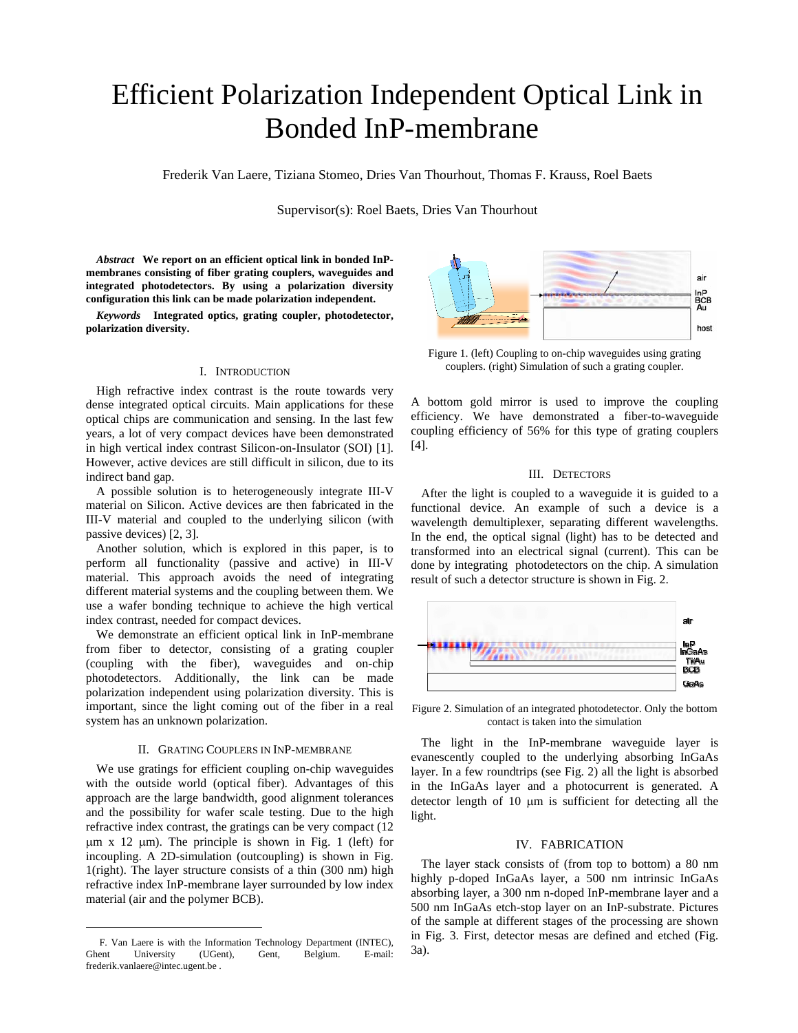# Efficient Polarization Independent Optical Link in Bonded InP-membrane

Frederik Van Laere, Tiziana Stomeo, Dries Van Thourhout, Thomas F. Krauss, Roel Baets

Supervisor(s): Roel Baets, Dries Van Thourhout

***Abstract*** **We report on an efficient optical link in bonded InP-membranes consisting of fiber grating couplers, waveguides and integrated photodetectors. By using a polarization diversity configuration this link can be made polarization independent.**

***Keywords*** **Integrated optics, grating coupler, photodetector, polarization diversity.**

## I. Introduction

High refractive index contrast is the route towards very dense integrated optical circuits. Main applications for these optical chips are communication and sensing. In the last few years, a lot of very compact devices have been demonstrated in high vertical index contrast Silicon-on-Insulator (SOI) [1]. However, active devices are still difficult in silicon, due to its indirect band gap.

A possible solution is to heterogeneously integrate III-V material on Silicon. Active devices are then fabricated in the III-V material and coupled to the underlying silicon (with passive devices) [2, 3].

Another solution, which is explored in this paper, is to perform all functionality (passive and active) in III-V material. This approach avoids the need of integrating different material systems and the coupling between them. We use a wafer bonding technique to achieve the high vertical index contrast, needed for compact devices.

We demonstrate an efficient optical link in InP-membrane from fiber to detector, consisting of a grating coupler (coupling with the fiber), waveguides and on-chip photodetectors. Additionally, the link can be made polarization independent using polarization diversity. This is important, since the light coming out of the fiber in a real system has an unknown polarization.

## II. Grating Couplers in InP-membrane

We use gratings for efficient coupling on-chip waveguides with the outside world (optical fiber). Advantages of this approach are the large bandwidth, good alignment tolerances and the possibility for wafer scale testing. Due to the high refractive index contrast, the gratings can be very compact (12 μm x 12 μm). The principle is shown in Fig. 1 (left) for incoupling. A 2D-simulation (outcoupling) is shown in Fig. 1(right). The layer structure consists of a thin (300 nm) high refractive index InP-membrane layer surrounded by low index material (air and the polymer BCB).

F. Van Laere is with the Information Technology Department (INTEC), Ghent University (UGent), Gent, Belgium. E-mail: frederik.vanlaere@intec.ugent.be .

Figure 1. (left) Coupling to on-chip waveguides using grating couplers. (right) Simulation of such a grating coupler.

A bottom gold mirror is used to improve the coupling efficiency. We have demonstrated a fiber-to-waveguide coupling efficiency of 56% for this type of grating couplers [4].

## III. Detectors

After the light is coupled to a waveguide it is guided to a functional device. An example of such a device is a wavelength demultiplexer, separating different wavelengths. In the end, the optical signal (light) has to be detected and transformed into an electrical signal (current). This can be done by integrating photodetectors on the chip. A simulation result of such a detector structure is shown in Fig. 2.

Figure 2. Simulation of an integrated photodetector. Only the bottom contact is taken into the simulation

The light in the InP-membrane waveguide layer is evanescently coupled to the underlying absorbing InGaAs layer. In a few roundtrips (see Fig. 2) all the light is absorbed in the InGaAs layer and a photocurrent is generated. A detector length of 10 μm is sufficient for detecting all the light.

## IV. Fabrication

The layer stack consists of (from top to bottom) a 80 nm highly p-doped InGaAs layer, a 500 nm intrinsic InGaAs absorbing layer, a 300 nm n-doped InP-membrane layer and a 500 nm InGaAs etch-stop layer on an InP-substrate. Pictures of the sample at different stages of the processing are shown in Fig. 3. First, detector mesas are defined and etched (Fig. 3a).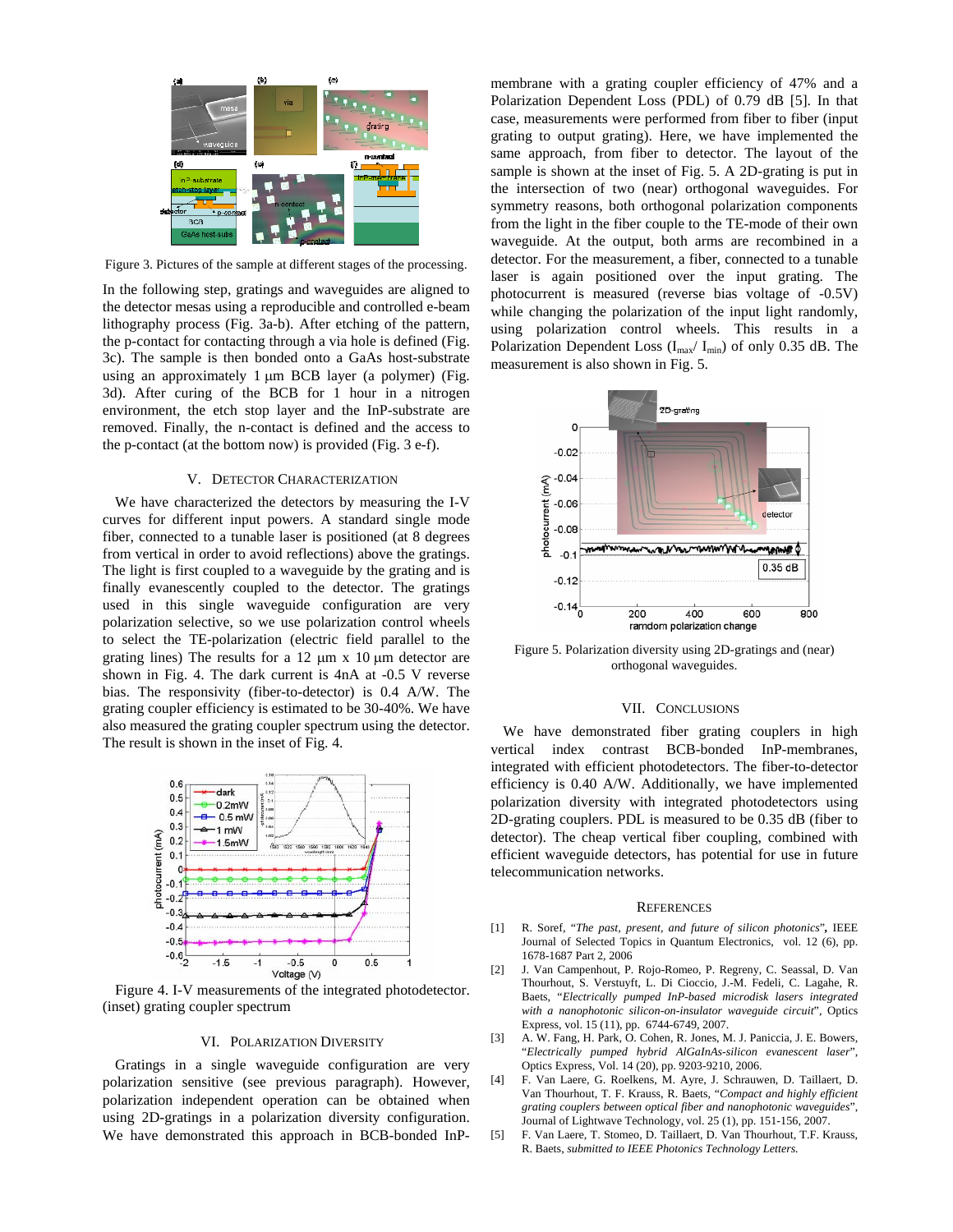(a) mesa waveguide (b) via (c) grating

(d) InP-substrate etch-stop layer detector p-contact BCB GaAs host-subs (e) n-contact p-contact (f) n-contact InP-membrane

Figure 3. Pictures of the sample at different stages of the processing.

In the following step, gratings and waveguides are aligned to the detector mesas using a reproducible and controlled e-beam lithography process (Fig. 3a-b). After etching of the pattern, the p-contact for contacting through a via hole is defined (Fig. 3c). The sample is then bonded onto a GaAs host-substrate using an approximately 1 µm BCB layer (a polymer) (Fig. 3d). After curing of the BCB for 1 hour in a nitrogen environment, the etch stop layer and the InP-substrate are removed. Finally, the n-contact is defined and the access to the p-contact (at the bottom now) is provided (Fig. 3 e-f).

## V. Detector Characterization

We have characterized the detectors by measuring the I-V curves for different input powers. A standard single mode fiber, connected to a tunable laser is positioned (at 8 degrees from vertical in order to avoid reflections) above the gratings. The light is first coupled to a waveguide by the grating and is finally evanescently coupled to the detector. The gratings used in this single waveguide configuration are very polarization selective, so we use polarization control wheels to select the TE-polarization (electric field parallel to the grating lines) The results for a 12 µm x 10 µm detector are shown in Fig. 4. The dark current is 4nA at -0.5 V reverse bias. The responsivity (fiber-to-detector) is 0.4 A/W. The grating coupler efficiency is estimated to be 30-40%. We have also measured the grating coupler spectrum using the detector. The result is shown in the inset of Fig. 4.

photocurrent (mA)
Voltage (V)
dark
0.2mW
0.5 mW
1 mW
1.5mW

Figure 4. I-V measurements of the integrated photodetector. (inset) grating coupler spectrum

## VI. Polarization Diversity

Gratings in a single waveguide configuration are very polarization sensitive (see previous paragraph). However, polarization independent operation can be obtained when using 2D-gratings in a polarization diversity configuration. We have demonstrated this approach in BCB-bonded InP-membrane with a grating coupler efficiency of 47% and a Polarization Dependent Loss (PDL) of 0.79 dB [5]. In that case, measurements were performed from fiber to fiber (input grating to output grating). Here, we have implemented the same approach, from fiber to detector. The layout of the sample is shown at the inset of Fig. 5. A 2D-grating is put in the intersection of two (near) orthogonal waveguides. For symmetry reasons, both orthogonal polarization components from the light in the fiber couple to the TE-mode of their own waveguide. At the output, both arms are recombined in a detector. For the measurement, a fiber, connected to a tunable laser is again positioned over the input grating. The photocurrent is measured (reverse bias voltage of -0.5V) while changing the polarization of the input light randomly, using polarization control wheels. This results in a Polarization Dependent Loss ($I_{max}/I_{min}$) of only 0.35 dB. The measurement is also shown in Fig. 5.

2D-grating
detector
0.35 dB
photocurrent (mA)
ramdom polarization change

Figure 5. Polarization diversity using 2D-gratings and (near) orthogonal waveguides.

## VII. Conclusions

We have demonstrated fiber grating couplers in high vertical index contrast BCB-bonded InP-membranes, integrated with efficient photodetectors. The fiber-to-detector efficiency is 0.40 A/W. Additionally, we have implemented polarization diversity with integrated photodetectors using 2D-grating couplers. PDL is measured to be 0.35 dB (fiber to detector). The cheap vertical fiber coupling, combined with efficient waveguide detectors, has potential for use in future telecommunication networks.

## References

[1] R. Soref, "*The past, present, and future of silicon photonics*", IEEE Journal of Selected Topics in Quantum Electronics, vol. 12 (6), pp. 1678-1687 Part 2, 2006

[2] J. Van Campenhout, P. Rojo-Romeo, P. Regreny, C. Seassal, D. Van Thourhout, S. Verstuyft, L. Di Cioccio, J.-M. Fedeli, C. Lagahe, R. Baets, "*Electrically pumped InP-based microdisk lasers integrated with a nanophotonic silicon-on-insulator waveguide circuit*", Optics Express, vol. 15 (11), pp. 6744-6749, 2007.

[3] A. W. Fang, H. Park, O. Cohen, R. Jones, M. J. Paniccia, J. E. Bowers, "*Electrically pumped hybrid AlGaInAs-silicon evanescent laser*", Optics Express, Vol. 14 (20), pp. 9203-9210, 2006.

[4] F. Van Laere, G. Roelkens, M. Ayre, J. Schrauwen, D. Taillaert, D. Van Thourhout, T. F. Krauss, R. Baets, "*Compact and highly efficient grating couplers between optical fiber and nanophotonic waveguides*", Journal of Lightwave Technology, vol. 25 (1), pp. 151-156, 2007.

[5] F. Van Laere, T. Stomeo, D. Taillaert, D. Van Thourhout, T.F. Krauss, R. Baets, *submitted to IEEE Photonics Technology Letters.*